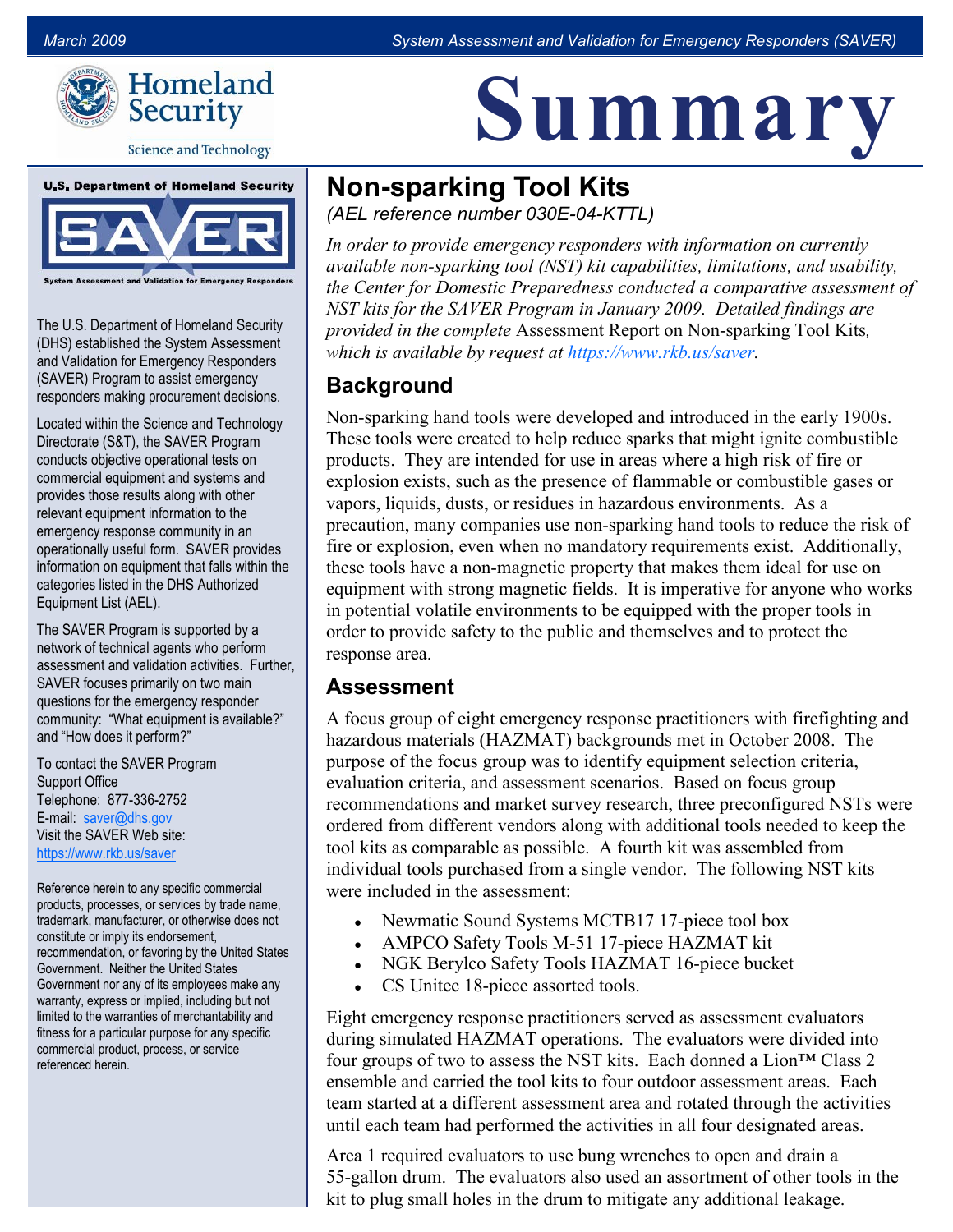# Summary

## Non-sparking Tool Kits

*(AEL reference number 030E-04-KTTL)*

*In order to provide emergency responders with information on currently available non-sparking tool (NST) kit capabilities, limitations, and usability, the Center for Domestic Preparedness conducted a comparative assessment of NST kits for the SAVER Program in January 2009. Detailed findings are provided in the complete* Assessment Report on Non-sparking Tool Kits*, which is available by request at [https://www.rkb.us/saver](https://www.rkb.us/saver).*

### Background

Non-sparking hand tools were developed and introduced in the early 1900s. These tools were created to help reduce sparks that might ignite combustible products. They are intended for use in areas where a high risk of fire or explosion exists, such as the presence of flammable or combustible gases or vapors, liquids, dusts, or residues in hazardous environments. As a precaution, many companies use non-sparking hand tools to reduce the risk of fire or explosion, even when no mandatory requirements exist. Additionally, these tools have a non-magnetic property that makes them ideal for use on equipment with strong magnetic fields. It is imperative for anyone who works in potential volatile environments to be equipped with the proper tools in order to provide safety to the public and themselves and to protect the response area.

### Assessment

A focus group of eight emergency response practitioners with firefighting and hazardous materials (HAZMAT) backgrounds met in October 2008. The purpose of the focus group was to identify equipment selection criteria, evaluation criteria, and assessment scenarios. Based on focus group recommendations and market survey research, three preconfigured NSTs were ordered from different vendors along with additional tools needed to keep the tool kits as comparable as possible. A fourth kit was assembled from individual tools purchased from a single vendor. The following NST kits were included in the assessment:

- Newmatic Sound Systems MCTB17 17-piece tool box
- AMPCO Safety Tools M-51 17-piece HAZMAT kit
- NGK Berylco Safety Tools HAZMAT 16-piece bucket
- CS Unitec 18-piece assorted tools.

Eight emergency response practitioners served as assessment evaluators during simulated HAZMAT operations. The evaluators were divided into four groups of two to assess the NST kits. Each donned a Lion™ Class 2 ensemble and carried the tool kits to four outdoor assessment areas. Each team started at a different assessment area and rotated through the activities until each team had performed the activities in all four designated areas.

Area 1 required evaluators to use bung wrenches to open and drain a 55-gallon drum. The evaluators also used an assortment of other tools in the kit to plug small holes in the drum to mitigate any additional leakage.

---

**U.S. Department of Homeland Security**

**SAVER**

System Assessment and Validation for Emergency Responders

The U.S. Department of Homeland Security (DHS) established the System Assessment and Validation for Emergency Responders (SAVER) Program to assist emergency responders making procurement decisions.

Located within the Science and Technology Directorate (S&T), the SAVER Program conducts objective operational tests on commercial equipment and systems and provides those results along with other relevant equipment information to the emergency response community in an operationally useful form. SAVER provides information on equipment that falls within the categories listed in the DHS Authorized Equipment List (AEL).

The SAVER Program is supported by a network of technical agents who perform assessment and validation activities. Further, SAVER focuses primarily on two main questions for the emergency responder community: "What equipment is available?" and "How does it perform?"

To contact the SAVER Program Support Office
Telephone: 877-336-2752
E-mail: [saver@dhs.gov](mailto:saver@dhs.gov)
Visit the SAVER Web site: [https://www.rkb.us/saver](https://www.rkb.us/saver)

Reference herein to any specific commercial products, processes, or services by trade name, trademark, manufacturer, or otherwise does not constitute or imply its endorsement, recommendation, or favoring by the United States Government. Neither the United States Government nor any of its employees make any warranty, express or implied, including but not limited to the warranties of merchantability and fitness for a particular purpose for any specific commercial product, process, or service referenced herein.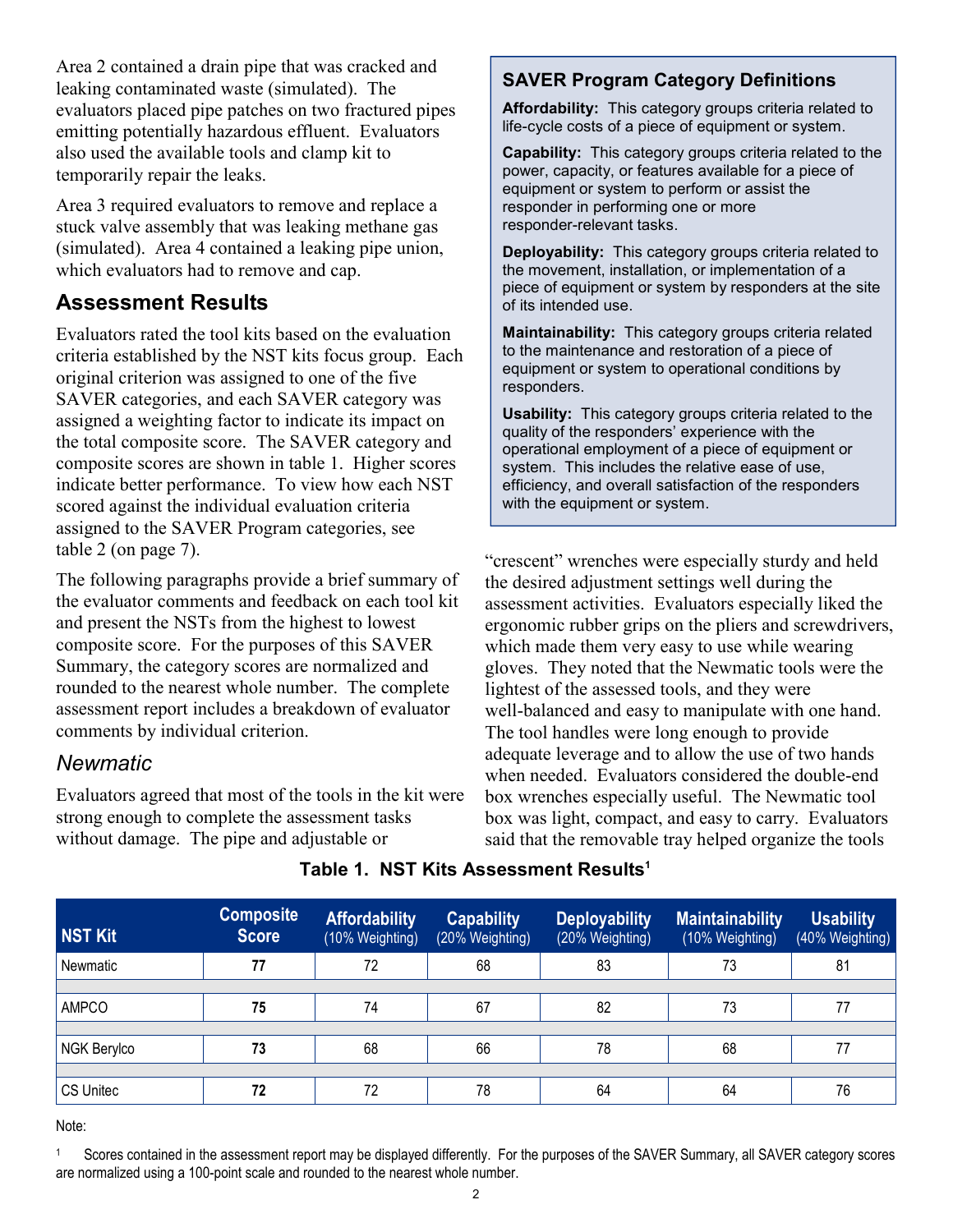Area 2 contained a drain pipe that was cracked and leaking contaminated waste (simulated). The evaluators placed pipe patches on two fractured pipes emitting potentially hazardous effluent. Evaluators also used the available tools and clamp kit to temporarily repair the leaks.

Area 3 required evaluators to remove and replace a stuck valve assembly that was leaking methane gas (simulated). Area 4 contained a leaking pipe union, which evaluators had to remove and cap.

## Assessment Results

Evaluators rated the tool kits based on the evaluation criteria established by the NST kits focus group. Each original criterion was assigned to one of the five SAVER categories, and each SAVER category was assigned a weighting factor to indicate its impact on the total composite score. The SAVER category and composite scores are shown in table 1. Higher scores indicate better performance. To view how each NST scored against the individual evaluation criteria assigned to the SAVER Program categories, see table 2 (on page 7).

The following paragraphs provide a brief summary of the evaluator comments and feedback on each tool kit and present the NSTs from the highest to lowest composite score. For the purposes of this SAVER Summary, the category scores are normalized and rounded to the nearest whole number. The complete assessment report includes a breakdown of evaluator comments by individual criterion.

### *Newmatic*

Evaluators agreed that most of the tools in the kit were strong enough to complete the assessment tasks without damage. The pipe and adjustable or "crescent" wrenches were especially sturdy and held the desired adjustment settings well during the assessment activities. Evaluators especially liked the ergonomic rubber grips on the pliers and screwdrivers, which made them very easy to use while wearing gloves. They noted that the Newmatic tools were the lightest of the assessed tools, and they were well-balanced and easy to manipulate with one hand. The tool handles were long enough to provide adequate leverage and to allow the use of two hands when needed. Evaluators considered the double-end box wrenches especially useful. The Newmatic tool box was light, compact, and easy to carry. Evaluators said that the removable tray helped organize the tools

> **SAVER Program Category Definitions**
>
> **Affordability:** This category groups criteria related to life-cycle costs of a piece of equipment or system.
>
> **Capability:** This category groups criteria related to the power, capacity, or features available for a piece of equipment or system to perform or assist the responder in performing one or more responder-relevant tasks.
>
> **Deployability:** This category groups criteria related to the movement, installation, or implementation of a piece of equipment or system by responders at the site of its intended use.
>
> **Maintainability:** This category groups criteria related to the maintenance and restoration of a piece of equipment or system to operational conditions by responders.
>
> **Usability:** This category groups criteria related to the quality of the responders' experience with the operational employment of a piece of equipment or system. This includes the relative ease of use, efficiency, and overall satisfaction of the responders with the equipment or system.

**Table 1. NST Kits Assessment Results[1]**

| NST Kit | Composite Score | Affordability (10% Weighting) | Capability (20% Weighting) | Deployability (20% Weighting) | Maintainability (10% Weighting) | Usability (40% Weighting) |
|---|---|---|---|---|---|---|
| Newmatic | **77** | 72 | 68 | 83 | 73 | 81 |
| AMPCO | **75** | 74 | 67 | 82 | 73 | 77 |
| NGK Berylco | **73** | 68 | 66 | 78 | 68 | 77 |
| CS Unitec | **72** | 72 | 78 | 64 | 64 | 76 |

Note:

[1] Scores contained in the assessment report may be displayed differently. For the purposes of the SAVER Summary, all SAVER category scores are normalized using a 100-point scale and rounded to the nearest whole number.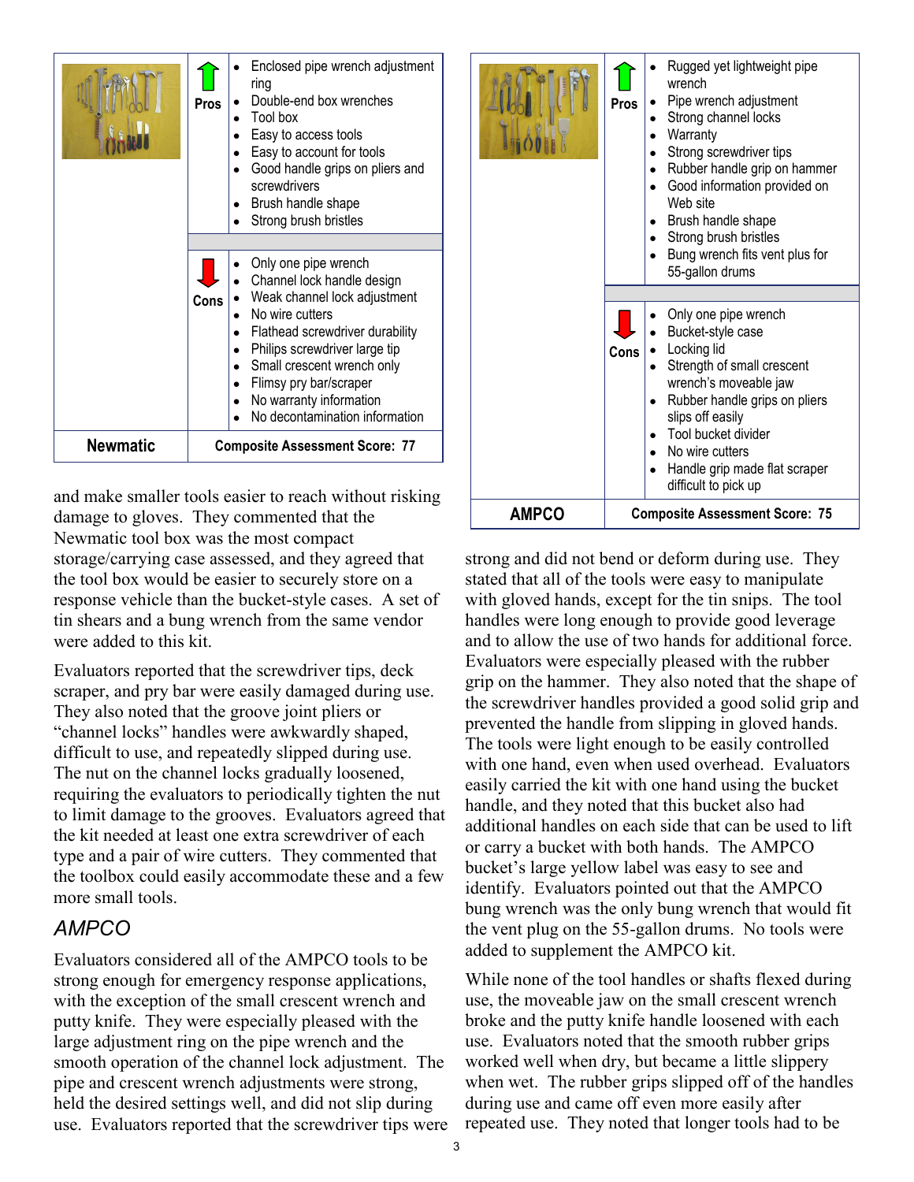| | | |
|---|---|---|
| | **Pros** | • Enclosed pipe wrench adjustment ring<br>• Double-end box wrenches<br>• Tool box<br>• Easy to access tools<br>• Easy to account for tools<br>• Good handle grips on pliers and screwdrivers<br>• Brush handle shape<br>• Strong brush bristles |
| | **Cons** | • Only one pipe wrench<br>• Channel lock handle design<br>• Weak channel lock adjustment<br>• No wire cutters<br>• Flathead screwdriver durability<br>• Philips screwdriver large tip<br>• Small crescent wrench only<br>• Flimsy pry bar/scraper<br>• No warranty information<br>• No decontamination information |
| **Newmatic** | **Composite Assessment Score: 77** | |

and make smaller tools easier to reach without risking damage to gloves. They commented that the Newmatic tool box was the most compact storage/carrying case assessed, and they agreed that the tool box would be easier to securely store on a response vehicle than the bucket-style cases. A set of tin shears and a bung wrench from the same vendor were added to this kit.

Evaluators reported that the screwdriver tips, deck scraper, and pry bar were easily damaged during use. They also noted that the groove joint pliers or "channel locks" handles were awkwardly shaped, difficult to use, and repeatedly slipped during use. The nut on the channel locks gradually loosened, requiring the evaluators to periodically tighten the nut to limit damage to the grooves. Evaluators agreed that the kit needed at least one extra screwdriver of each type and a pair of wire cutters. They commented that the toolbox could easily accommodate these and a few more small tools.

## *AMPCO*

Evaluators considered all of the AMPCO tools to be strong enough for emergency response applications, with the exception of the small crescent wrench and putty knife. They were especially pleased with the large adjustment ring on the pipe wrench and the smooth operation of the channel lock adjustment. The pipe and crescent wrench adjustments were strong, held the desired settings well, and did not slip during use. Evaluators reported that the screwdriver tips were strong and did not bend or deform during use. They stated that all of the tools were easy to manipulate with gloved hands, except for the tin snips. The tool handles were long enough to provide good leverage and to allow the use of two hands for additional force. Evaluators were especially pleased with the rubber grip on the hammer. They also noted that the shape of the screwdriver handles provided a good solid grip and prevented the handle from slipping in gloved hands. The tools were light enough to be easily controlled with one hand, even when used overhead. Evaluators easily carried the kit with one hand using the bucket handle, and they noted that this bucket also had additional handles on each side that can be used to lift or carry a bucket with both hands. The AMPCO bucket's large yellow label was easy to see and identify. Evaluators pointed out that the AMPCO bung wrench was the only bung wrench that would fit the vent plug on the 55-gallon drums. No tools were added to supplement the AMPCO kit.

| | | |
|---|---|---|
| | **Pros** | • Rugged yet lightweight pipe wrench<br>• Pipe wrench adjustment<br>• Strong channel locks<br>• Warranty<br>• Strong screwdriver tips<br>• Rubber handle grip on hammer<br>• Good information provided on Web site<br>• Brush handle shape<br>• Strong brush bristles<br>• Bung wrench fits vent plus for 55-gallon drums |
| | **Cons** | • Only one pipe wrench<br>• Bucket-style case<br>• Locking lid<br>• Strength of small crescent wrench's moveable jaw<br>• Rubber handle grips on pliers slips off easily<br>• Tool bucket divider<br>• No wire cutters<br>• Handle grip made flat scraper difficult to pick up |
| **AMPCO** | **Composite Assessment Score: 75** | |

While none of the tool handles or shafts flexed during use, the moveable jaw on the small crescent wrench broke and the putty knife handle loosened with each use. Evaluators noted that the smooth rubber grips worked well when dry, but became a little slippery when wet. The rubber grips slipped off of the handles during use and came off even more easily after repeated use. They noted that longer tools had to be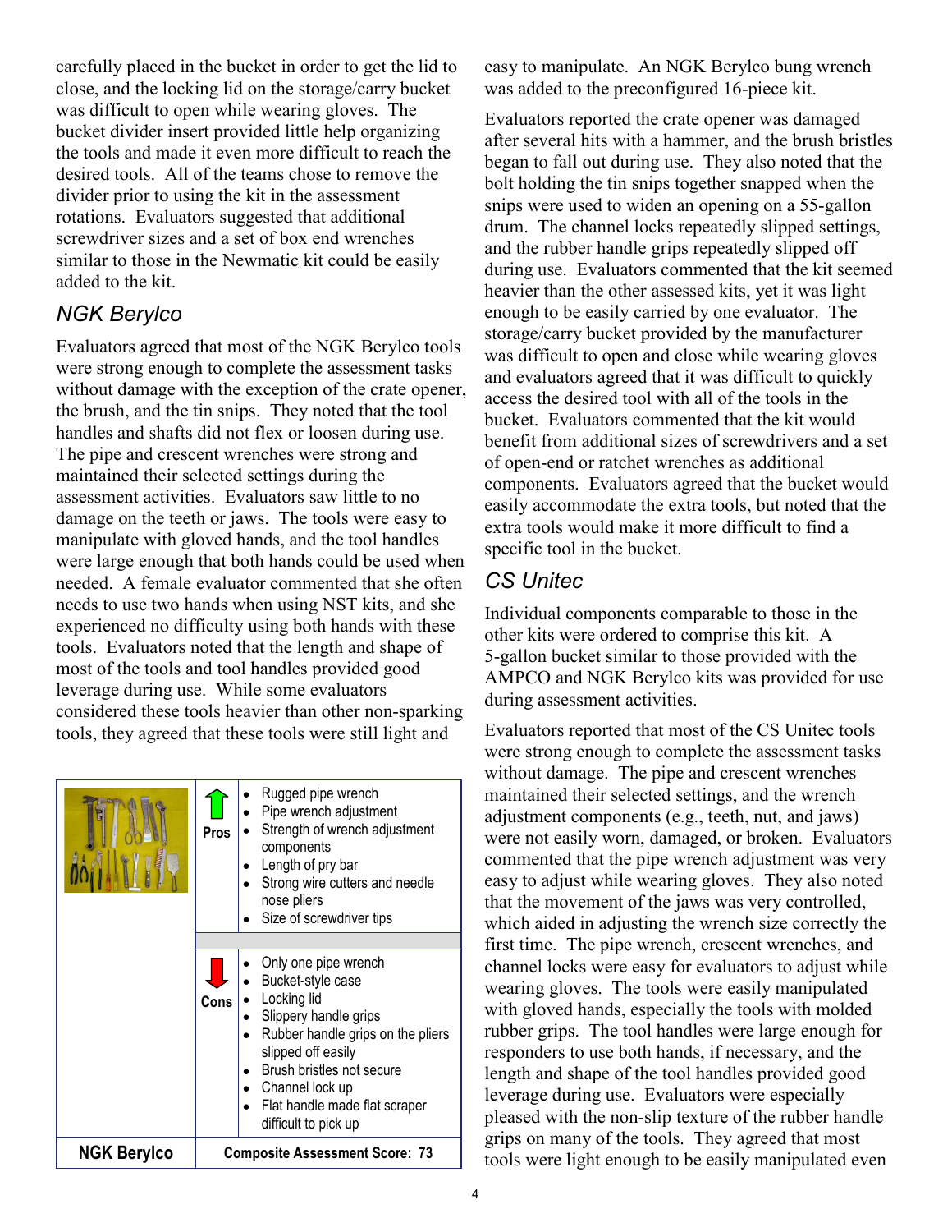carefully placed in the bucket in order to get the lid to close, and the locking lid on the storage/carry bucket was difficult to open while wearing gloves. The bucket divider insert provided little help organizing the tools and made it even more difficult to reach the desired tools. All of the teams chose to remove the divider prior to using the kit in the assessment rotations. Evaluators suggested that additional screwdriver sizes and a set of box end wrenches similar to those in the Newmatic kit could be easily added to the kit.

## *NGK Berylco*

Evaluators agreed that most of the NGK Berylco tools were strong enough to complete the assessment tasks without damage with the exception of the crate opener, the brush, and the tin snips. They noted that the tool handles and shafts did not flex or loosen during use. The pipe and crescent wrenches were strong and maintained their selected settings during the assessment activities. Evaluators saw little to no damage on the teeth or jaws. The tools were easy to manipulate with gloved hands, and the tool handles were large enough that both hands could be used when needed. A female evaluator commented that she often needs to use two hands when using NST kits, and she experienced no difficulty using both hands with these tools. Evaluators noted that the length and shape of most of the tools and tool handles provided good leverage during use. While some evaluators considered these tools heavier than other non-sparking tools, they agreed that these tools were still light and easy to manipulate. An NGK Berylco bung wrench was added to the preconfigured 16-piece kit.

| | | |
|---|---|---|
| | **Pros** | • Rugged pipe wrench<br>• Pipe wrench adjustment<br>• Strength of wrench adjustment components<br>• Length of pry bar<br>• Strong wire cutters and needle nose pliers<br>• Size of screwdriver tips |
| | **Cons** | • Only one pipe wrench<br>• Bucket-style case<br>• Locking lid<br>• Slippery handle grips<br>• Rubber handle grips on the pliers slipped off easily<br>• Brush bristles not secure<br>• Channel lock up<br>• Flat handle made flat scraper difficult to pick up |
| **NGK Berylco** | **Composite Assessment Score: 73** | |

Evaluators reported the crate opener was damaged after several hits with a hammer, and the brush bristles began to fall out during use. They also noted that the bolt holding the tin snips together snapped when the snips were used to widen an opening on a 55-gallon drum. The channel locks repeatedly slipped settings, and the rubber handle grips repeatedly slipped off during use. Evaluators commented that the kit seemed heavier than the other assessed kits, yet it was light enough to be easily carried by one evaluator. The storage/carry bucket provided by the manufacturer was difficult to open and close while wearing gloves and evaluators agreed that it was difficult to quickly access the desired tool with all of the tools in the bucket. Evaluators commented that the kit would benefit from additional sizes of screwdrivers and a set of open-end or ratchet wrenches as additional components. Evaluators agreed that the bucket would easily accommodate the extra tools, but noted that the extra tools would make it more difficult to find a specific tool in the bucket.

## *CS Unitec*

Individual components comparable to those in the other kits were ordered to comprise this kit. A 5-gallon bucket similar to those provided with the AMPCO and NGK Berylco kits was provided for use during assessment activities.

Evaluators reported that most of the CS Unitec tools were strong enough to complete the assessment tasks without damage. The pipe and crescent wrenches maintained their selected settings, and the wrench adjustment components (e.g., teeth, nut, and jaws) were not easily worn, damaged, or broken. Evaluators commented that the pipe wrench adjustment was very easy to adjust while wearing gloves. They also noted that the movement of the jaws was very controlled, which aided in adjusting the wrench size correctly the first time. The pipe wrench, crescent wrenches, and channel locks were easy for evaluators to adjust while wearing gloves. The tools were easily manipulated with gloved hands, especially the tools with molded rubber grips. The tool handles were large enough for responders to use both hands, if necessary, and the length and shape of the tool handles provided good leverage during use. Evaluators were especially pleased with the non-slip texture of the rubber handle grips on many of the tools. They agreed that most tools were light enough to be easily manipulated even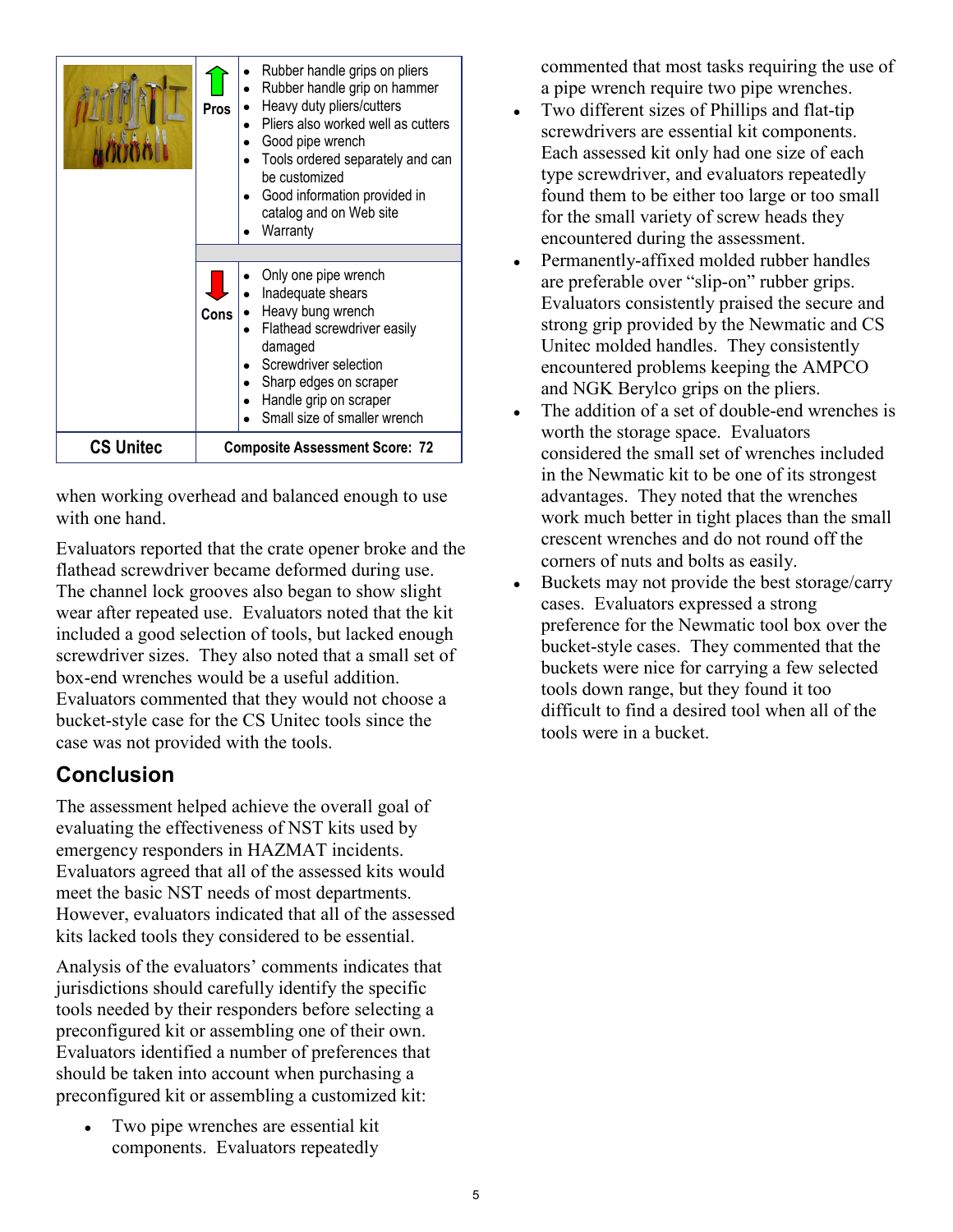| | | |
|---|---|---|
| | Pros | • Rubber handle grips on pliers<br>• Rubber handle grip on hammer<br>• Heavy duty pliers/cutters<br>• Pliers also worked well as cutters<br>• Good pipe wrench<br>• Tools ordered separately and can be customized<br>• Good information provided in catalog and on Web site<br>• Warranty |
| | Cons | • Only one pipe wrench<br>• Inadequate shears<br>• Heavy bung wrench<br>• Flathead screwdriver easily damaged<br>• Screwdriver selection<br>• Sharp edges on scraper<br>• Handle grip on scraper<br>• Small size of smaller wrench |
| **CS Unitec** | **Composite Assessment Score: 72** | |

when working overhead and balanced enough to use with one hand.

Evaluators reported that the crate opener broke and the flathead screwdriver became deformed during use. The channel lock grooves also began to show slight wear after repeated use. Evaluators noted that the kit included a good selection of tools, but lacked enough screwdriver sizes. They also noted that a small set of box-end wrenches would be a useful addition. Evaluators commented that they would not choose a bucket-style case for the CS Unitec tools since the case was not provided with the tools.

## Conclusion

The assessment helped achieve the overall goal of evaluating the effectiveness of NST kits used by emergency responders in HAZMAT incidents. Evaluators agreed that all of the assessed kits would meet the basic NST needs of most departments. However, evaluators indicated that all of the assessed kits lacked tools they considered to be essential.

Analysis of the evaluators' comments indicates that jurisdictions should carefully identify the specific tools needed by their responders before selecting a preconfigured kit or assembling one of their own. Evaluators identified a number of preferences that should be taken into account when purchasing a preconfigured kit or assembling a customized kit:

- Two pipe wrenches are essential kit components. Evaluators repeatedly commented that most tasks requiring the use of a pipe wrench require two pipe wrenches.
- Two different sizes of Phillips and flat-tip screwdrivers are essential kit components. Each assessed kit only had one size of each type screwdriver, and evaluators repeatedly found them to be either too large or too small for the small variety of screw heads they encountered during the assessment.
- Permanently-affixed molded rubber handles are preferable over "slip-on" rubber grips. Evaluators consistently praised the secure and strong grip provided by the Newmatic and CS Unitec molded handles. They consistently encountered problems keeping the AMPCO and NGK Berylco grips on the pliers.
- The addition of a set of double-end wrenches is worth the storage space. Evaluators considered the small set of wrenches included in the Newmatic kit to be one of its strongest advantages. They noted that the wrenches work much better in tight places than the small crescent wrenches and do not round off the corners of nuts and bolts as easily.
- Buckets may not provide the best storage/carry cases. Evaluators expressed a strong preference for the Newmatic tool box over the bucket-style cases. They commented that the buckets were nice for carrying a few selected tools down range, but they found it too difficult to find a desired tool when all of the tools were in a bucket.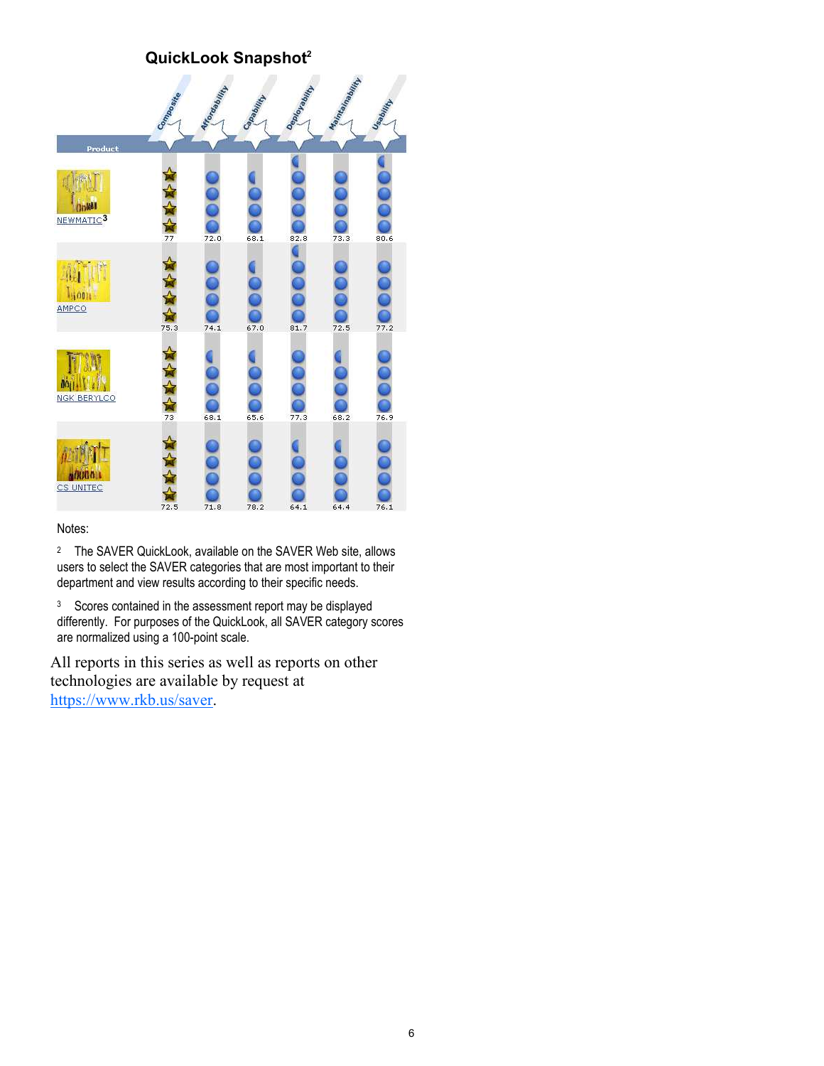## QuickLook Snapshot[2]

| Product | Composite | Affordability | Capability | Deployability | Maintainability | Usability |
|---|---|---|---|---|---|---|
| NEWMATIC[3] | 77 | 72.0 | 68.1 | 82.8 | 73.3 | 80.6 |
| AMPCO | 75.3 | 74.1 | 67.0 | 81.7 | 72.5 | 77.2 |
| NGK BERYLCO | 73 | 68.1 | 65.6 | 77.3 | 68.2 | 76.9 |
| CS UNITEC | 72.5 | 71.8 | 78.2 | 64.1 | 64.4 | 76.1 |

Notes:

[2] The SAVER QuickLook, available on the SAVER Web site, allows users to select the SAVER categories that are most important to their department and view results according to their specific needs.

[3] Scores contained in the assessment report may be displayed differently. For purposes of the QuickLook, all SAVER category scores are normalized using a 100-point scale.

All reports in this series as well as reports on other technologies are available by request at https://www.rkb.us/saver.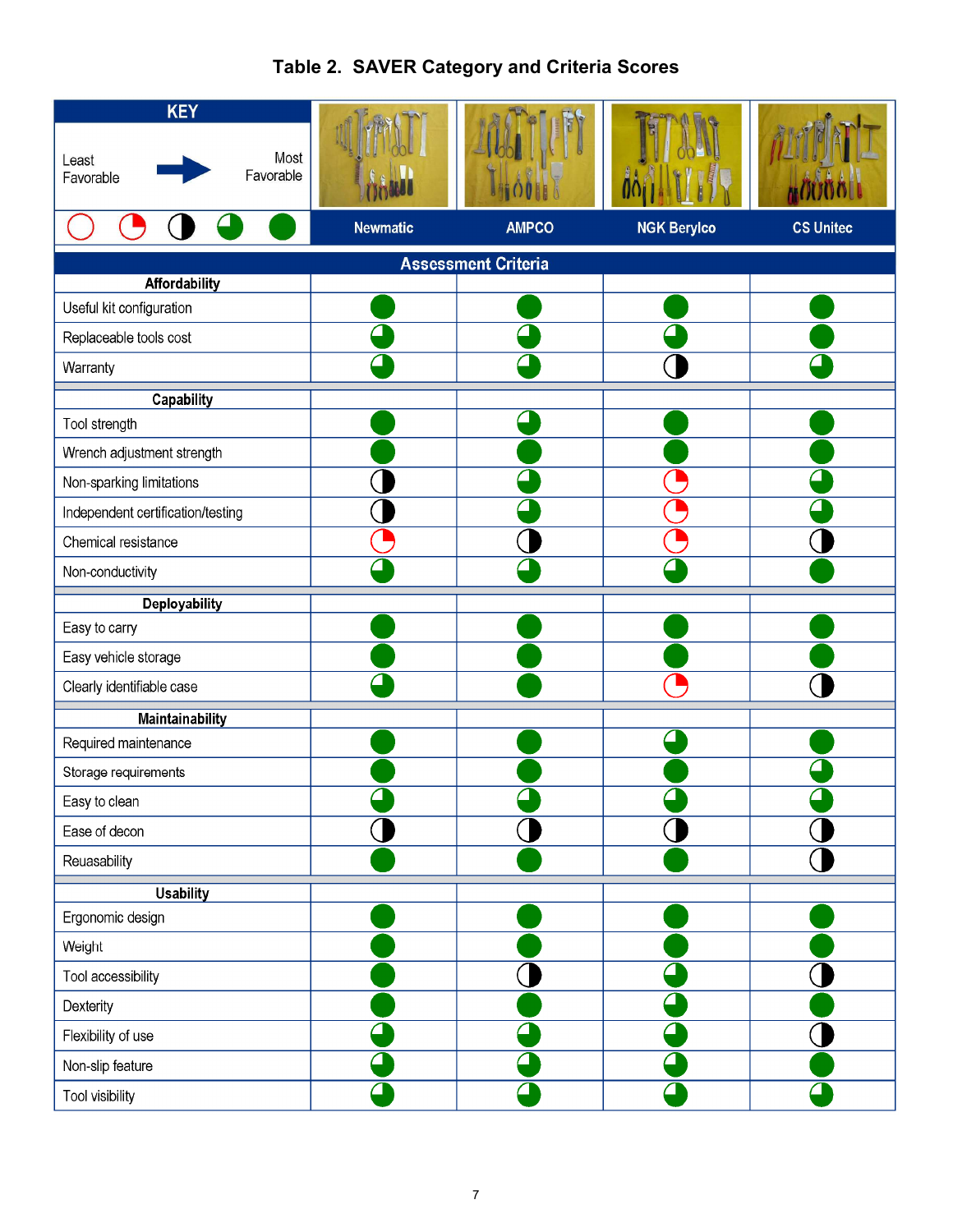## Table 2. SAVER Category and Criteria Scores

**KEY**

Least Favorable → Most Favorable

○ ◔ ◑ ◕ ●

| Assessment Criteria | Newmatic | AMPCO | NGK Berylco | CS Unitec |
|---|---|---|---|---|
| **Affordability** | | | | |
| Useful kit configuration | ● | ● | ● | ● |
| Replaceable tools cost | ◕ | ◕ | ◕ | ● |
| Warranty | ◕ | ◕ | ◑ | ◕ |
| **Capability** | | | | |
| Tool strength | ● | ◕ | ● | ● |
| Wrench adjustment strength | ● | ● | ● | ● |
| Non-sparking limitations | ◑ | ◕ | ◔ | ◕ |
| Independent certification/testing | ◑ | ◕ | ◔ | ◕ |
| Chemical resistance | ◔ | ◑ | ◔ | ◑ |
| Non-conductivity | ◕ | ◕ | ◕ | ● |
| **Deployability** | | | | |
| Easy to carry | ● | ● | ● | ● |
| Easy vehicle storage | ● | ● | ● | ● |
| Clearly identifiable case | ◕ | ● | ◔ | ◑ |
| **Maintainability** | | | | |
| Required maintenance | ● | ● | ◕ | ● |
| Storage requirements | ● | ● | ● | ◕ |
| Easy to clean | ◕ | ◕ | ◕ | ◕ |
| Ease of decon | ◑ | ◑ | ◑ | ◑ |
| Reuasability | ● | ● | ● | ◑ |
| **Usability** | | | | |
| Ergonomic design | ● | ● | ● | ● |
| Weight | ● | ● | ● | ● |
| Tool accessibility | ● | ◑ | ◕ | ◑ |
| Dexterity | ● | ● | ◕ | ● |
| Flexibility of use | ◕ | ◕ | ◕ | ◑ |
| Non-slip feature | ◕ | ◕ | ◕ | ● |
| Tool visibility | ◕ | ◕ | ◕ | ◕ |